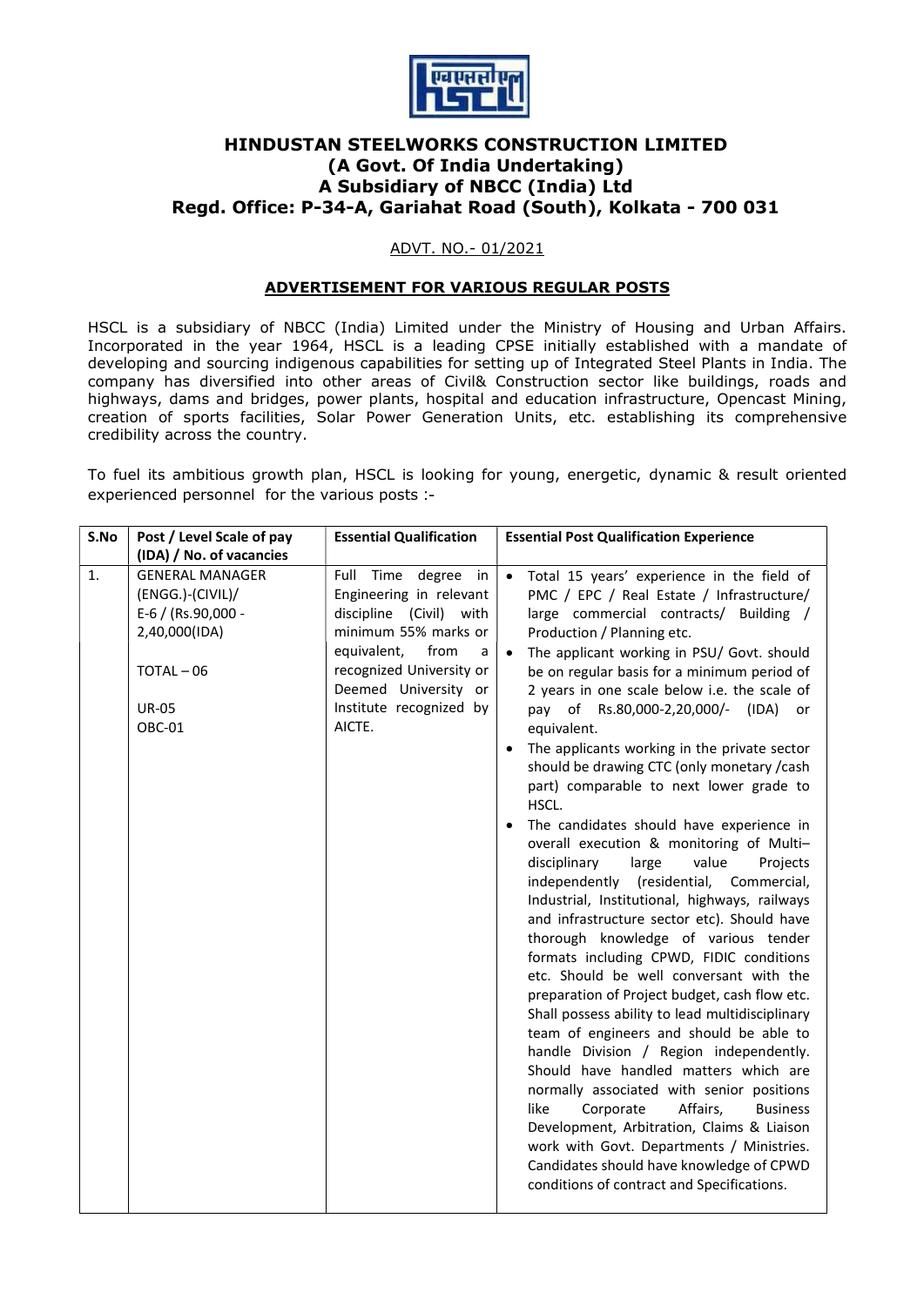# HINDUSTAN STEELWORKS CONSTRUCTION LIMITED
## (A Govt. Of India Undertaking)
## A Subsidiary of NBCC (India) Ltd
## Regd. Office: P-34-A, Gariahat Road (South), Kolkata - 700 031

ADVT. NO.- 01/2021

**ADVERTISEMENT FOR VARIOUS REGULAR POSTS**

HSCL is a subsidiary of NBCC (India) Limited under the Ministry of Housing and Urban Affairs. Incorporated in the year 1964, HSCL is a leading CPSE initially established with a mandate of developing and sourcing indigenous capabilities for setting up of Integrated Steel Plants in India. The company has diversified into other areas of Civil& Construction sector like buildings, roads and highways, dams and bridges, power plants, hospital and education infrastructure, Opencast Mining, creation of sports facilities, Solar Power Generation Units, etc. establishing its comprehensive credibility across the country.

To fuel its ambitious growth plan, HSCL is looking for young, energetic, dynamic & result oriented experienced personnel for the various posts :-

| S.No | Post / Level Scale of pay (IDA) / No. of vacancies | Essential Qualification | Essential Post Qualification Experience |
|---|---|---|---|
| 1. | GENERAL MANAGER (ENGG.)-(CIVIL)/ E-6 / (Rs.90,000 - 2,40,000(IDA)<br><br>TOTAL – 06<br><br>UR-05<br>OBC-01 | Full Time degree in Engineering in relevant discipline (Civil) with minimum 55% marks or equivalent, from a recognized University or Deemed University or Institute recognized by AICTE. | • Total 15 years' experience in the field of PMC / EPC / Real Estate / Infrastructure/ large commercial contracts/ Building / Production / Planning etc.<br>• The applicant working in PSU/ Govt. should be on regular basis for a minimum period of 2 years in one scale below i.e. the scale of pay of Rs.80,000-2,20,000/- (IDA) or equivalent.<br>• The applicants working in the private sector should be drawing CTC (only monetary /cash part) comparable to next lower grade to HSCL.<br>• The candidates should have experience in overall execution & monitoring of Multi–disciplinary large value Projects independently (residential, Commercial, Industrial, Institutional, highways, railways and infrastructure sector etc). Should have thorough knowledge of various tender formats including CPWD, FIDIC conditions etc. Should be well conversant with the preparation of Project budget, cash flow etc. Shall possess ability to lead multidisciplinary team of engineers and should be able to handle Division / Region independently. Should have handled matters which are normally associated with senior positions like Corporate Affairs, Business Development, Arbitration, Claims & Liaison work with Govt. Departments / Ministries. Candidates should have knowledge of CPWD conditions of contract and Specifications. |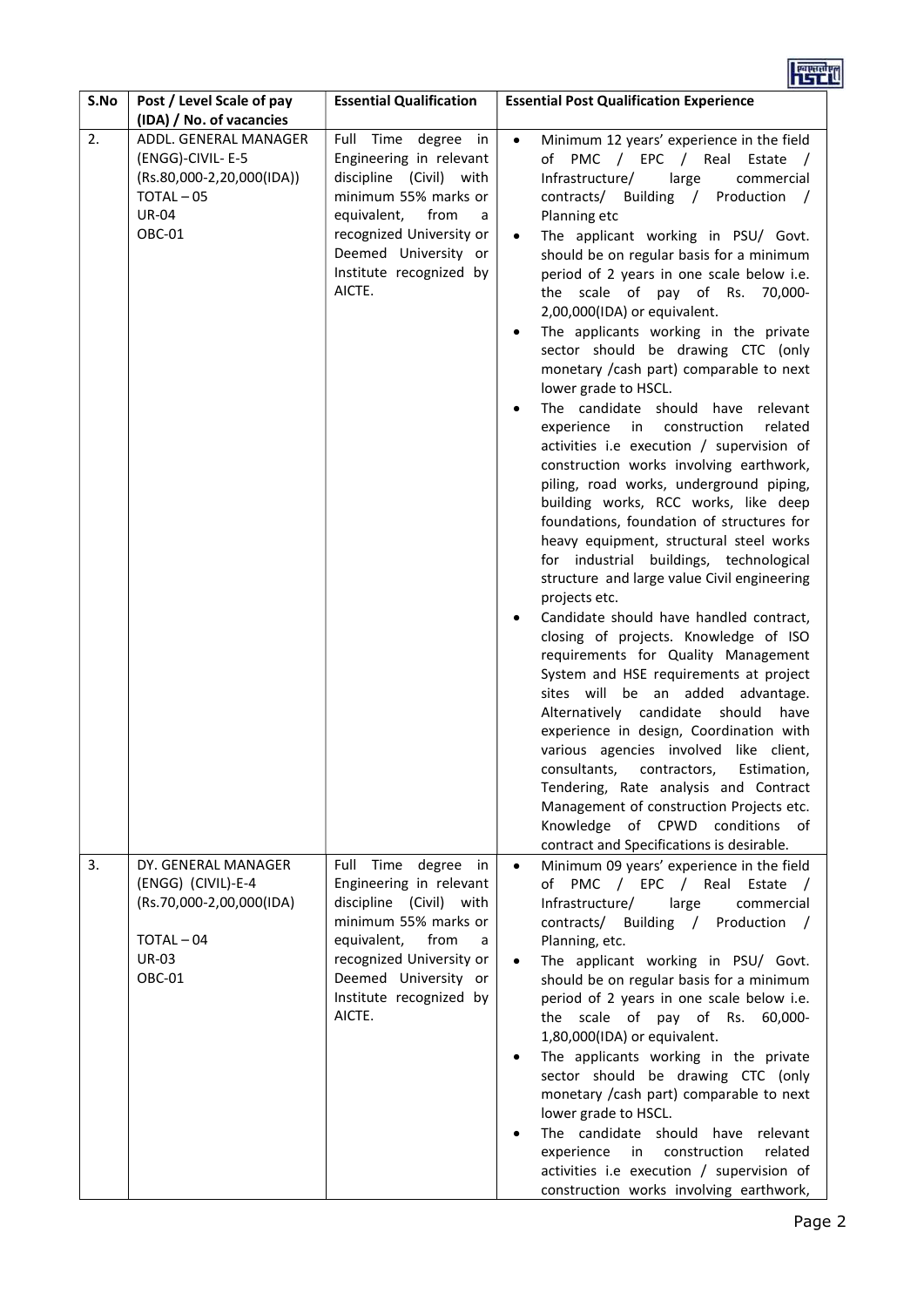| S.No | Post / Level Scale of pay (IDA) / No. of vacancies | Essential Qualification | Essential Post Qualification Experience |
|---|---|---|---|
| 2. | ADDL. GENERAL MANAGER (ENGG)-CIVIL- E-5 (Rs.80,000-2,20,000(IDA)) TOTAL – 05 UR-04 OBC-01 | Full Time degree in Engineering in relevant discipline (Civil) with minimum 55% marks or equivalent, from a recognized University or Deemed University or Institute recognized by AICTE. | • Minimum 12 years' experience in the field of PMC / EPC / Real Estate / Infrastructure/ large commercial contracts/ Building / Production / Planning etc<br>• The applicant working in PSU/ Govt. should be on regular basis for a minimum period of 2 years in one scale below i.e. the scale of pay of Rs. 70,000-2,00,000(IDA) or equivalent.<br>• The applicants working in the private sector should be drawing CTC (only monetary /cash part) comparable to next lower grade to HSCL.<br>• The candidate should have relevant experience in construction related activities i.e execution / supervision of construction works involving earthwork, piling, road works, underground piping, building works, RCC works, like deep foundations, foundation of structures for heavy equipment, structural steel works for industrial buildings, technological structure and large value Civil engineering projects etc.<br>• Candidate should have handled contract, closing of projects. Knowledge of ISO requirements for Quality Management System and HSE requirements at project sites will be an added advantage. Alternatively candidate should have experience in design, Coordination with various agencies involved like client, consultants, contractors, Estimation, Tendering, Rate analysis and Contract Management of construction Projects etc. Knowledge of CPWD conditions of contract and Specifications is desirable. |
| 3. | DY. GENERAL MANAGER (ENGG) (CIVIL)-E-4 (Rs.70,000-2,00,000(IDA) TOTAL – 04 UR-03 OBC-01 | Full Time degree in Engineering in relevant discipline (Civil) with minimum 55% marks or equivalent, from a recognized University or Deemed University or Institute recognized by AICTE. | • Minimum 09 years' experience in the field of PMC / EPC / Real Estate / Infrastructure/ large commercial contracts/ Building / Production / Planning, etc.<br>• The applicant working in PSU/ Govt. should be on regular basis for a minimum period of 2 years in one scale below i.e. the scale of pay of Rs. 60,000-1,80,000(IDA) or equivalent.<br>• The applicants working in the private sector should be drawing CTC (only monetary /cash part) comparable to next lower grade to HSCL.<br>• The candidate should have relevant experience in construction related activities i.e execution / supervision of construction works involving earthwork, |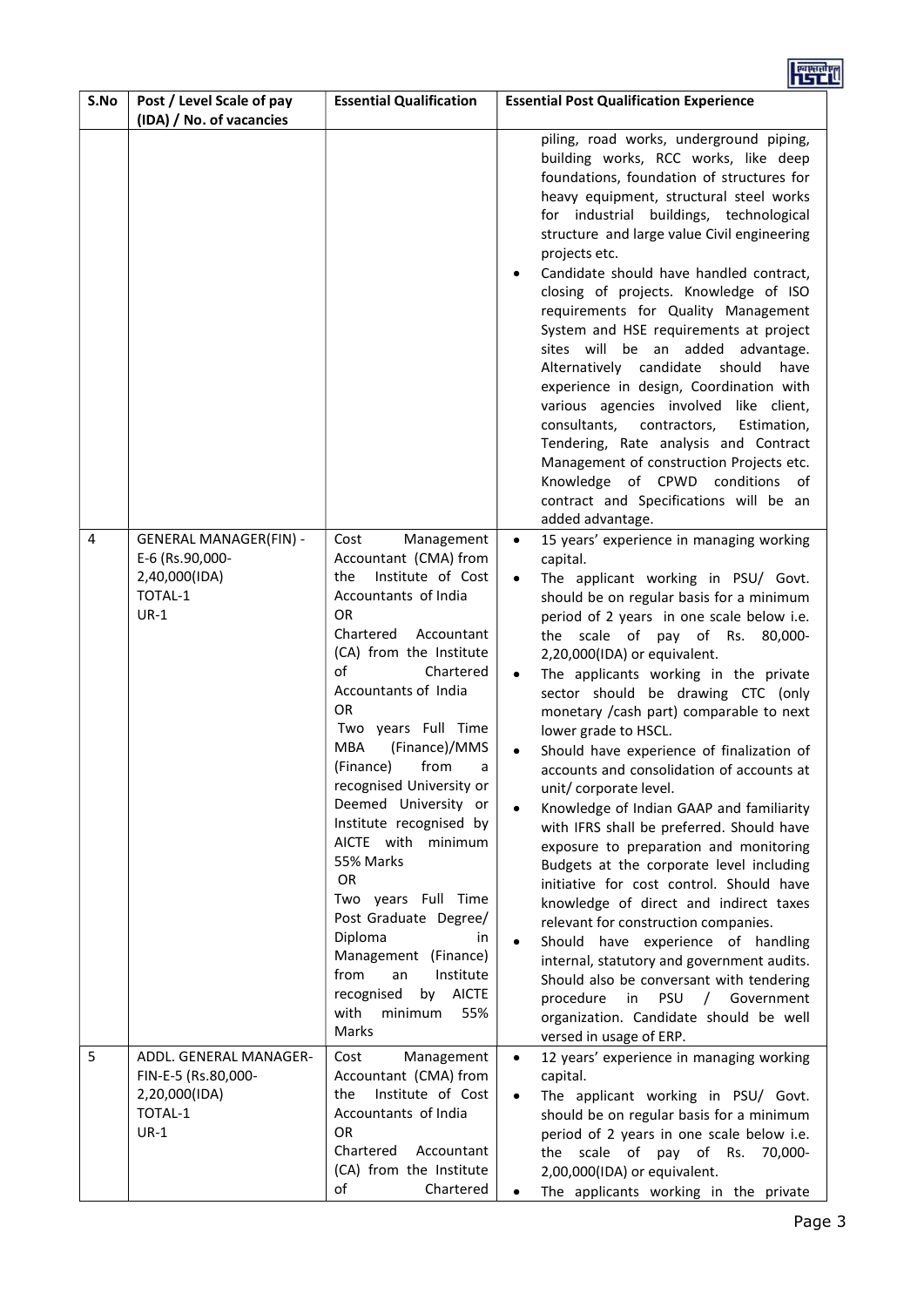| S.No | Post / Level Scale of pay (IDA) / No. of vacancies | Essential Qualification | Essential Post Qualification Experience |
|---|---|---|---|
| | | | piling, road works, underground piping, building works, RCC works, like deep foundations, foundation of structures for heavy equipment, structural steel works for industrial buildings, technological structure and large value Civil engineering projects etc.<br>• Candidate should have handled contract, closing of projects. Knowledge of ISO requirements for Quality Management System and HSE requirements at project sites will be an added advantage. Alternatively candidate should have experience in design, Coordination with various agencies involved like client, consultants, contractors, Estimation, Tendering, Rate analysis and Contract Management of construction Projects etc. Knowledge of CPWD conditions of contract and Specifications will be an added advantage. |
| 4 | GENERAL MANAGER(FIN) - E-6 (Rs.90,000-2,40,000(IDA)<br>TOTAL-1<br>UR-1 | Cost Management Accountant (CMA) from the Institute of Cost Accountants of India<br>OR<br>Chartered Accountant (CA) from the Institute of Chartered Accountants of India<br>OR<br>Two years Full Time MBA (Finance)/MMS (Finance) from a recognised University or Deemed University or Institute recognised by AICTE with minimum 55% Marks<br>OR<br>Two years Full Time Post Graduate Degree/ Diploma in Management (Finance) from an Institute recognised by AICTE with minimum 55% Marks | • 15 years' experience in managing working capital.<br>• The applicant working in PSU/ Govt. should be on regular basis for a minimum period of 2 years in one scale below i.e. the scale of pay of Rs. 80,000-2,20,000(IDA) or equivalent.<br>• The applicants working in the private sector should be drawing CTC (only monetary /cash part) comparable to next lower grade to HSCL.<br>• Should have experience of finalization of accounts and consolidation of accounts at unit/ corporate level.<br>• Knowledge of Indian GAAP and familiarity with IFRS shall be preferred. Should have exposure to preparation and monitoring Budgets at the corporate level including initiative for cost control. Should have knowledge of direct and indirect taxes relevant for construction companies.<br>• Should have experience of handling internal, statutory and government audits. Should also be conversant with tendering procedure in PSU / Government organization. Candidate should be well versed in usage of ERP. |
| 5 | ADDL. GENERAL MANAGER-FIN-E-5 (Rs.80,000-2,20,000(IDA)<br>TOTAL-1<br>UR-1 | Cost Management Accountant (CMA) from the Institute of Cost Accountants of India<br>OR<br>Chartered Accountant (CA) from the Institute of Chartered | • 12 years' experience in managing working capital.<br>• The applicant working in PSU/ Govt. should be on regular basis for a minimum period of 2 years in one scale below i.e. the scale of pay of Rs. 70,000-2,00,000(IDA) or equivalent.<br>• The applicants working in the private |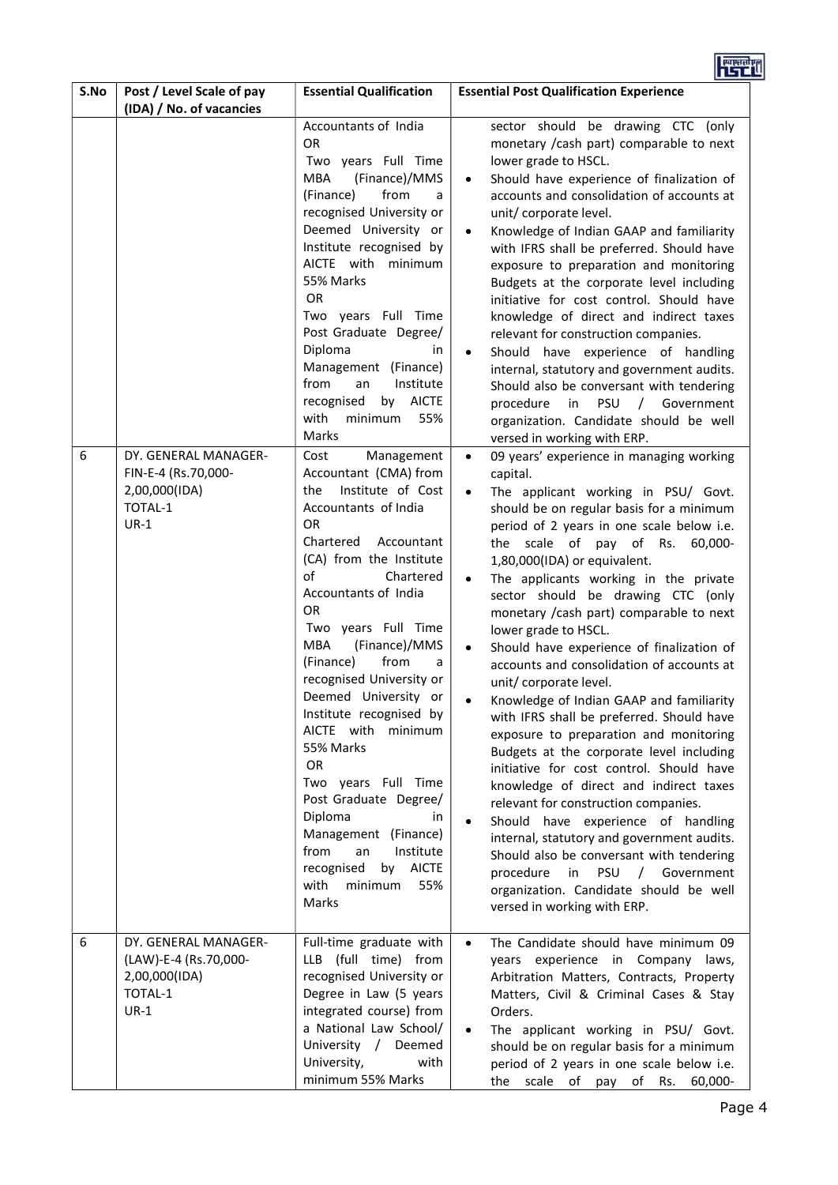| S.No | Post / Level Scale of pay (IDA) / No. of vacancies | Essential Qualification | Essential Post Qualification Experience |
|---|---|---|---|
| | | Accountants of India<br>OR<br>Two years Full Time MBA (Finance)/MMS (Finance) from a recognised University or Deemed University or Institute recognised by AICTE with minimum 55% Marks<br>OR<br>Two years Full Time Post Graduate Degree/ Diploma in Management (Finance) from an Institute recognised by AICTE with minimum 55% Marks | sector should be drawing CTC (only monetary /cash part) comparable to next lower grade to HSCL.<br>• Should have experience of finalization of accounts and consolidation of accounts at unit/ corporate level.<br>• Knowledge of Indian GAAP and familiarity with IFRS shall be preferred. Should have exposure to preparation and monitoring Budgets at the corporate level including initiative for cost control. Should have knowledge of direct and indirect taxes relevant for construction companies.<br>• Should have experience of handling internal, statutory and government audits. Should also be conversant with tendering procedure in PSU / Government organization. Candidate should be well versed in working with ERP. |
| 6 | DY. GENERAL MANAGER-FIN-E-4 (Rs.70,000-2,00,000(IDA)<br>TOTAL-1<br>UR-1 | Cost Management Accountant (CMA) from the Institute of Cost Accountants of India<br>OR<br>Chartered Accountant (CA) from the Institute of Chartered Accountants of India<br>OR<br>Two years Full Time MBA (Finance)/MMS (Finance) from a recognised University or Deemed University or Institute recognised by AICTE with minimum 55% Marks<br>OR<br>Two years Full Time Post Graduate Degree/ Diploma in Management (Finance) from an Institute recognised by AICTE with minimum 55% Marks | • 09 years' experience in managing working capital.<br>• The applicant working in PSU/ Govt. should be on regular basis for a minimum period of 2 years in one scale below i.e. the scale of pay of Rs. 60,000-1,80,000(IDA) or equivalent.<br>• The applicants working in the private sector should be drawing CTC (only monetary /cash part) comparable to next lower grade to HSCL.<br>• Should have experience of finalization of accounts and consolidation of accounts at unit/ corporate level.<br>• Knowledge of Indian GAAP and familiarity with IFRS shall be preferred. Should have exposure to preparation and monitoring Budgets at the corporate level including initiative for cost control. Should have knowledge of direct and indirect taxes relevant for construction companies.<br>• Should have experience of handling internal, statutory and government audits. Should also be conversant with tendering procedure in PSU / Government organization. Candidate should be well versed in working with ERP. |
| 6 | DY. GENERAL MANAGER-(LAW)-E-4 (Rs.70,000-2,00,000(IDA)<br>TOTAL-1<br>UR-1 | Full-time graduate with LLB (full time) from recognised University or Degree in Law (5 years integrated course) from a National Law School/ University / Deemed University, with minimum 55% Marks | • The Candidate should have minimum 09 years experience in Company laws, Arbitration Matters, Contracts, Property Matters, Civil & Criminal Cases & Stay Orders.<br>• The applicant working in PSU/ Govt. should be on regular basis for a minimum period of 2 years in one scale below i.e. the scale of pay of Rs. 60,000- |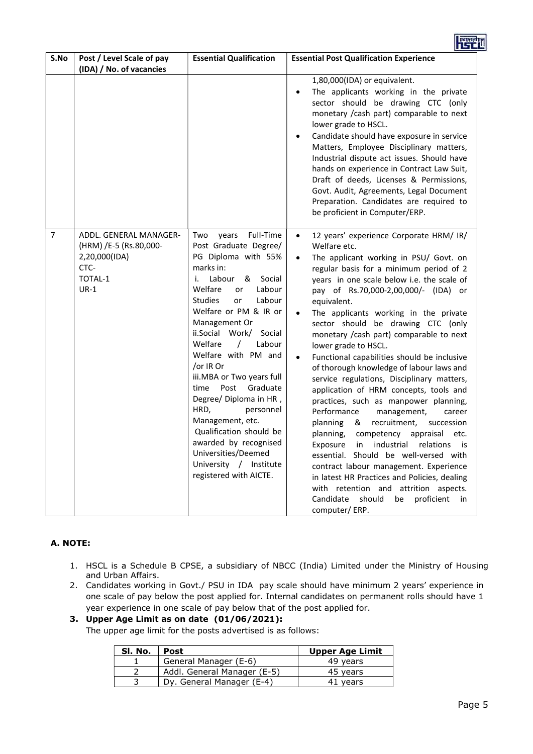| S.No | Post / Level Scale of pay (IDA) / No. of vacancies | Essential Qualification | Essential Post Qualification Experience |
|---|---|---|---|
| | | | 1,80,000(IDA) or equivalent.<br>• The applicants working in the private sector should be drawing CTC (only monetary /cash part) comparable to next lower grade to HSCL.<br>• Candidate should have exposure in service Matters, Employee Disciplinary matters, Industrial dispute act issues. Should have hands on experience in Contract Law Suit, Draft of deeds, Licenses & Permissions, Govt. Audit, Agreements, Legal Document Preparation. Candidates are required to be proficient in Computer/ERP. |
| 7 | ADDL. GENERAL MANAGER- (HRM) /E-5 (Rs.80,000-2,20,000(IDA)<br>CTC-<br>TOTAL-1<br>UR-1 | Two years Full-Time Post Graduate Degree/ PG Diploma with 55% marks in:<br>i. Labour & Social Welfare or Labour Studies or Labour Welfare or PM & IR or Management Or<br>ii.Social Work/ Social Welfare / Labour Welfare with PM and /or IR Or<br>iii.MBA or Two years full time Post Graduate Degree/ Diploma in HR , HRD, personnel Management, etc.<br>Qualification should be awarded by recognised Universities/Deemed University / Institute registered with AICTE. | • 12 years' experience Corporate HRM/ IR/ Welfare etc.<br>• The applicant working in PSU/ Govt. on regular basis for a minimum period of 2 years in one scale below i.e. the scale of pay of Rs.70,000-2,00,000/- (IDA) or equivalent.<br>• The applicants working in the private sector should be drawing CTC (only monetary /cash part) comparable to next lower grade to HSCL.<br>• Functional capabilities should be inclusive of thorough knowledge of labour laws and service regulations, Disciplinary matters, application of HRM concepts, tools and practices, such as manpower planning, Performance management, career planning & recruitment, succession planning, competency appraisal etc. Exposure in industrial relations is essential. Should be well-versed with contract labour management. Experience in latest HR Practices and Policies, dealing with retention and attrition aspects. Candidate should be proficient in computer/ ERP. |

### A. NOTE:

1. HSCL is a Schedule B CPSE, a subsidiary of NBCC (India) Limited under the Ministry of Housing and Urban Affairs.
2. Candidates working in Govt./ PSU in IDA pay scale should have minimum 2 years' experience in one scale of pay below the post applied for. Internal candidates on permanent rolls should have 1 year experience in one scale of pay below that of the post applied for.
3. **Upper Age Limit as on date (01/06/2021):**

   The upper age limit for the posts advertised is as follows:

| Sl. No. | Post | Upper Age Limit |
|---|---|---|
| 1 | General Manager (E-6) | 49 years |
| 2 | Addl. General Manager (E-5) | 45 years |
| 3 | Dy. General Manager (E-4) | 41 years |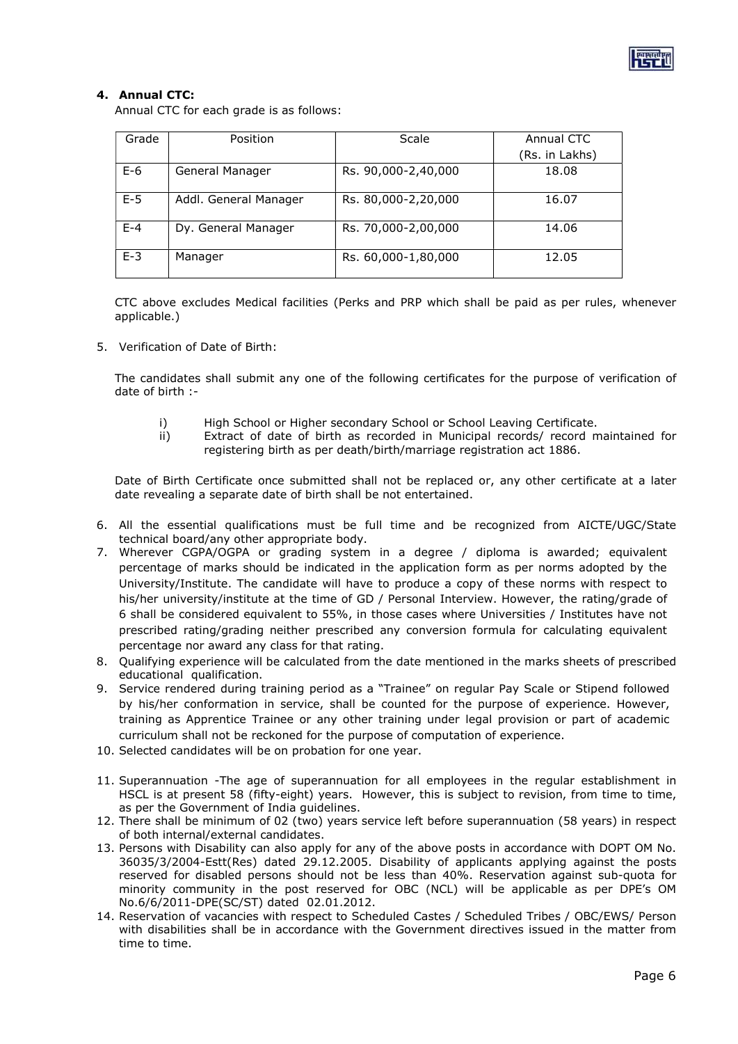**4. Annual CTC:**

Annual CTC for each grade is as follows:

| Grade | Position | Scale | Annual CTC (Rs. in Lakhs) |
|---|---|---|---|
| E-6 | General Manager | Rs. 90,000-2,40,000 | 18.08 |
| E-5 | Addl. General Manager | Rs. 80,000-2,20,000 | 16.07 |
| E-4 | Dy. General Manager | Rs. 70,000-2,00,000 | 14.06 |
| E-3 | Manager | Rs. 60,000-1,80,000 | 12.05 |

CTC above excludes Medical facilities (Perks and PRP which shall be paid as per rules, whenever applicable.)

5. Verification of Date of Birth:

The candidates shall submit any one of the following certificates for the purpose of verification of date of birth :-

i) High School or Higher secondary School or School Leaving Certificate.
ii) Extract of date of birth as recorded in Municipal records/ record maintained for registering birth as per death/birth/marriage registration act 1886.

Date of Birth Certificate once submitted shall not be replaced or, any other certificate at a later date revealing a separate date of birth shall be not entertained.

6. All the essential qualifications must be full time and be recognized from AICTE/UGC/State technical board/any other appropriate body.
7. Wherever CGPA/OGPA or grading system in a degree / diploma is awarded; equivalent percentage of marks should be indicated in the application form as per norms adopted by the University/Institute. The candidate will have to produce a copy of these norms with respect to his/her university/institute at the time of GD / Personal Interview. However, the rating/grade of 6 shall be considered equivalent to 55%, in those cases where Universities / Institutes have not prescribed rating/grading neither prescribed any conversion formula for calculating equivalent percentage nor award any class for that rating.
8. Qualifying experience will be calculated from the date mentioned in the marks sheets of prescribed educational qualification.
9. Service rendered during training period as a "Trainee" on regular Pay Scale or Stipend followed by his/her conformation in service, shall be counted for the purpose of experience. However, training as Apprentice Trainee or any other training under legal provision or part of academic curriculum shall not be reckoned for the purpose of computation of experience.
10. Selected candidates will be on probation for one year.
11. Superannuation -The age of superannuation for all employees in the regular establishment in HSCL is at present 58 (fifty-eight) years. However, this is subject to revision, from time to time, as per the Government of India guidelines.
12. There shall be minimum of 02 (two) years service left before superannuation (58 years) in respect of both internal/external candidates.
13. Persons with Disability can also apply for any of the above posts in accordance with DOPT OM No. 36035/3/2004-Estt(Res) dated 29.12.2005. Disability of applicants applying against the posts reserved for disabled persons should not be less than 40%. Reservation against sub-quota for minority community in the post reserved for OBC (NCL) will be applicable as per DPE's OM No.6/6/2011-DPE(SC/ST) dated 02.01.2012.
14. Reservation of vacancies with respect to Scheduled Castes / Scheduled Tribes / OBC/EWS/ Person with disabilities shall be in accordance with the Government directives issued in the matter from time to time.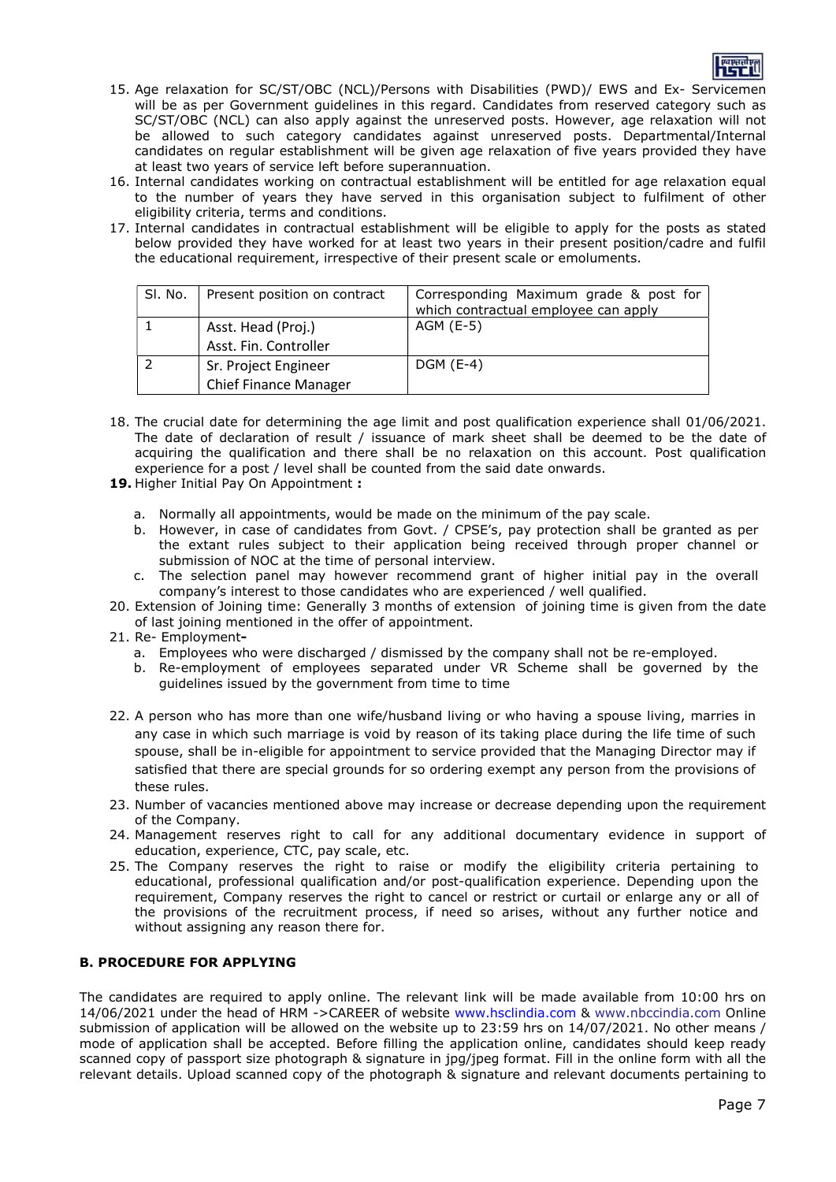15. Age relaxation for SC/ST/OBC (NCL)/Persons with Disabilities (PWD)/ EWS and Ex- Servicemen will be as per Government guidelines in this regard. Candidates from reserved category such as SC/ST/OBC (NCL) can also apply against the unreserved posts. However, age relaxation will not be allowed to such category candidates against unreserved posts. Departmental/Internal candidates on regular establishment will be given age relaxation of five years provided they have at least two years of service left before superannuation.
16. Internal candidates working on contractual establishment will be entitled for age relaxation equal to the number of years they have served in this organisation subject to fulfilment of other eligibility criteria, terms and conditions.
17. Internal candidates in contractual establishment will be eligible to apply for the posts as stated below provided they have worked for at least two years in their present position/cadre and fulfil the educational requirement, irrespective of their present scale or emoluments.

| Sl. No. | Present position on contract | Corresponding Maximum grade & post for which contractual employee can apply |
|---|---|---|
| 1 | Asst. Head (Proj.)<br>Asst. Fin. Controller | AGM (E-5) |
| 2 | Sr. Project Engineer<br>Chief Finance Manager | DGM (E-4) |

18. The crucial date for determining the age limit and post qualification experience shall 01/06/2021. The date of declaration of result / issuance of mark sheet shall be deemed to be the date of acquiring the qualification and there shall be no relaxation on this account. Post qualification experience for a post / level shall be counted from the said date onwards.
19. Higher Initial Pay On Appointment **:**
    a. Normally all appointments, would be made on the minimum of the pay scale.
    b. However, in case of candidates from Govt. / CPSE's, pay protection shall be granted as per the extant rules subject to their application being received through proper channel or submission of NOC at the time of personal interview.
    c. The selection panel may however recommend grant of higher initial pay in the overall company's interest to those candidates who are experienced / well qualified.
20. Extension of Joining time: Generally 3 months of extension of joining time is given from the date of last joining mentioned in the offer of appointment.
21. Re- Employment**-**
    a. Employees who were discharged / dismissed by the company shall not be re-employed.
    b. Re-employment of employees separated under VR Scheme shall be governed by the guidelines issued by the government from time to time
22. A person who has more than one wife/husband living or who having a spouse living, marries in any case in which such marriage is void by reason of its taking place during the life time of such spouse, shall be in-eligible for appointment to service provided that the Managing Director may if satisfied that there are special grounds for so ordering exempt any person from the provisions of these rules.
23. Number of vacancies mentioned above may increase or decrease depending upon the requirement of the Company.
24. Management reserves right to call for any additional documentary evidence in support of education, experience, CTC, pay scale, etc.
25. The Company reserves the right to raise or modify the eligibility criteria pertaining to educational, professional qualification and/or post-qualification experience. Depending upon the requirement, Company reserves the right to cancel or restrict or curtail or enlarge any or all of the provisions of the recruitment process, if need so arises, without any further notice and without assigning any reason there for.

**B. PROCEDURE FOR APPLYING**

The candidates are required to apply online. The relevant link will be made available from 10:00 hrs on 14/06/2021 under the head of HRM ->CAREER of website www.hsclindia.com & www.nbccindia.com Online submission of application will be allowed on the website up to 23:59 hrs on 14/07/2021. No other means / mode of application shall be accepted. Before filling the application online, candidates should keep ready scanned copy of passport size photograph & signature in jpg/jpeg format. Fill in the online form with all the relevant details. Upload scanned copy of the photograph & signature and relevant documents pertaining to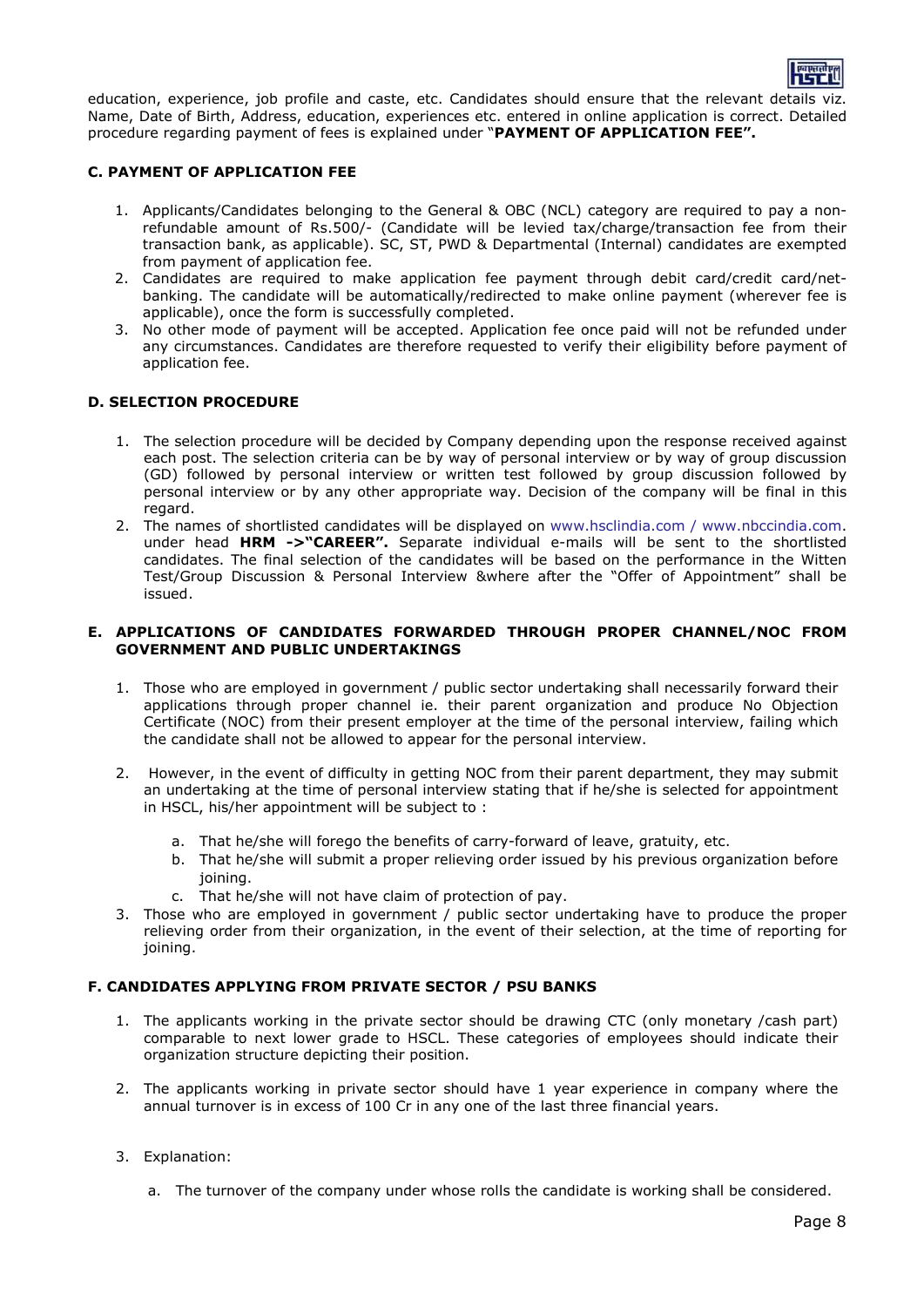education, experience, job profile and caste, etc. Candidates should ensure that the relevant details viz. Name, Date of Birth, Address, education, experiences etc. entered in online application is correct. Detailed procedure regarding payment of fees is explained under "**PAYMENT OF APPLICATION FEE".**

### C. PAYMENT OF APPLICATION FEE

1. Applicants/Candidates belonging to the General & OBC (NCL) category are required to pay a non-refundable amount of Rs.500/- (Candidate will be levied tax/charge/transaction fee from their transaction bank, as applicable). SC, ST, PWD & Departmental (Internal) candidates are exempted from payment of application fee.
2. Candidates are required to make application fee payment through debit card/credit card/net-banking. The candidate will be automatically/redirected to make online payment (wherever fee is applicable), once the form is successfully completed.
3. No other mode of payment will be accepted. Application fee once paid will not be refunded under any circumstances. Candidates are therefore requested to verify their eligibility before payment of application fee.

### D. SELECTION PROCEDURE

1. The selection procedure will be decided by Company depending upon the response received against each post. The selection criteria can be by way of personal interview or by way of group discussion (GD) followed by personal interview or written test followed by group discussion followed by personal interview or by any other appropriate way. Decision of the company will be final in this regard.
2. The names of shortlisted candidates will be displayed on www.hsclindia.com / www.nbccindia.com. under head **HRM ->"CAREER".** Separate individual e-mails will be sent to the shortlisted candidates. The final selection of the candidates will be based on the performance in the Witten Test/Group Discussion & Personal Interview &where after the "Offer of Appointment" shall be issued.

### E. APPLICATIONS OF CANDIDATES FORWARDED THROUGH PROPER CHANNEL/NOC FROM GOVERNMENT AND PUBLIC UNDERTAKINGS

1. Those who are employed in government / public sector undertaking shall necessarily forward their applications through proper channel ie. their parent organization and produce No Objection Certificate (NOC) from their present employer at the time of the personal interview, failing which the candidate shall not be allowed to appear for the personal interview.
2. However, in the event of difficulty in getting NOC from their parent department, they may submit an undertaking at the time of personal interview stating that if he/she is selected for appointment in HSCL, his/her appointment will be subject to :
   a. That he/she will forego the benefits of carry-forward of leave, gratuity, etc.
   b. That he/she will submit a proper relieving order issued by his previous organization before joining.
   c. That he/she will not have claim of protection of pay.
3. Those who are employed in government / public sector undertaking have to produce the proper relieving order from their organization, in the event of their selection, at the time of reporting for joining.

### F. CANDIDATES APPLYING FROM PRIVATE SECTOR / PSU BANKS

1. The applicants working in the private sector should be drawing CTC (only monetary /cash part) comparable to next lower grade to HSCL. These categories of employees should indicate their organization structure depicting their position.
2. The applicants working in private sector should have 1 year experience in company where the annual turnover is in excess of 100 Cr in any one of the last three financial years.
3. Explanation:
   a. The turnover of the company under whose rolls the candidate is working shall be considered.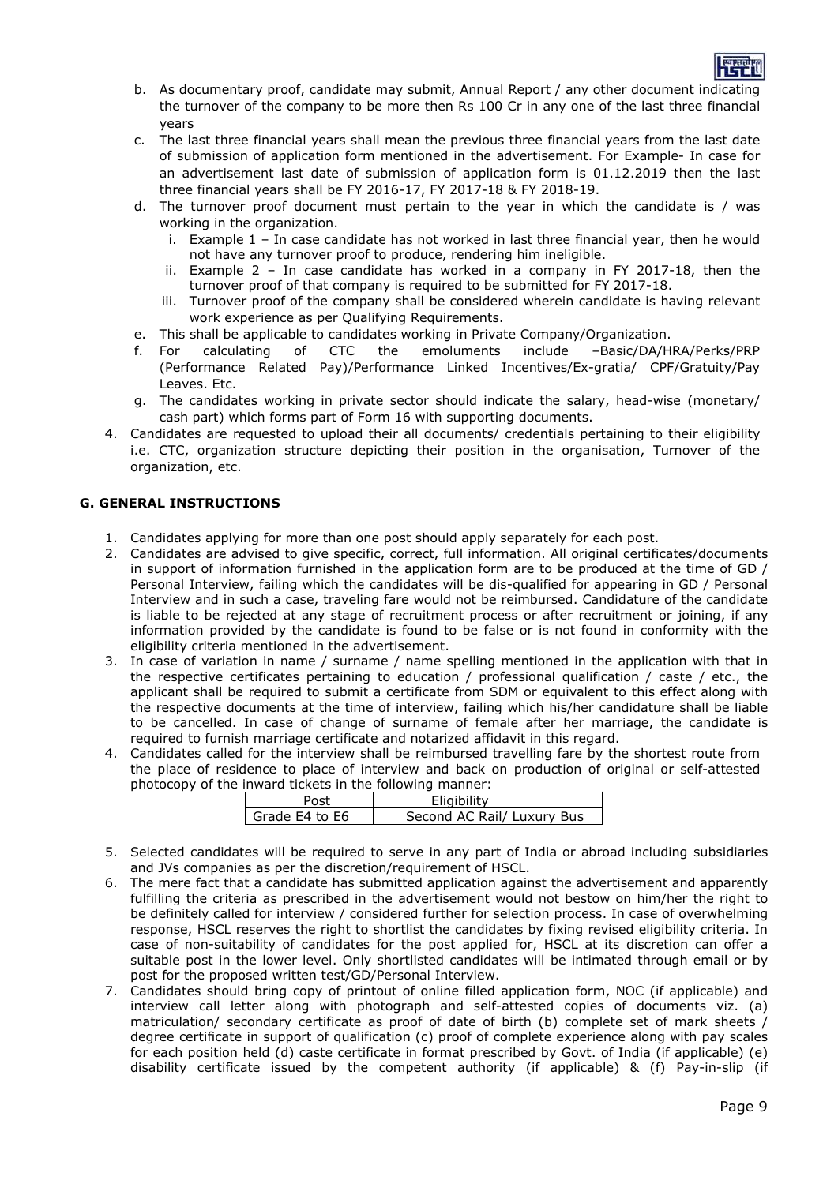b. As documentary proof, candidate may submit, Annual Report / any other document indicating the turnover of the company to be more then Rs 100 Cr in any one of the last three financial years
c. The last three financial years shall mean the previous three financial years from the last date of submission of application form mentioned in the advertisement. For Example- In case for an advertisement last date of submission of application form is 01.12.2019 then the last three financial years shall be FY 2016-17, FY 2017-18 & FY 2018-19.
d. The turnover proof document must pertain to the year in which the candidate is / was working in the organization.
   i. Example 1 – In case candidate has not worked in last three financial year, then he would not have any turnover proof to produce, rendering him ineligible.
   ii. Example 2 – In case candidate has worked in a company in FY 2017-18, then the turnover proof of that company is required to be submitted for FY 2017-18.
   iii. Turnover proof of the company shall be considered wherein candidate is having relevant work experience as per Qualifying Requirements.
e. This shall be applicable to candidates working in Private Company/Organization.
f. For calculating of CTC the emoluments include –Basic/DA/HRA/Perks/PRP (Performance Related Pay)/Performance Linked Incentives/Ex-gratia/ CPF/Gratuity/Pay Leaves. Etc.
g. The candidates working in private sector should indicate the salary, head-wise (monetary/ cash part) which forms part of Form 16 with supporting documents.

4. Candidates are requested to upload their all documents/ credentials pertaining to their eligibility i.e. CTC, organization structure depicting their position in the organisation, Turnover of the organization, etc.

## G. GENERAL INSTRUCTIONS

1. Candidates applying for more than one post should apply separately for each post.
2. Candidates are advised to give specific, correct, full information. All original certificates/documents in support of information furnished in the application form are to be produced at the time of GD / Personal Interview, failing which the candidates will be dis-qualified for appearing in GD / Personal Interview and in such a case, traveling fare would not be reimbursed. Candidature of the candidate is liable to be rejected at any stage of recruitment process or after recruitment or joining, if any information provided by the candidate is found to be false or is not found in conformity with the eligibility criteria mentioned in the advertisement.
3. In case of variation in name / surname / name spelling mentioned in the application with that in the respective certificates pertaining to education / professional qualification / caste / etc., the applicant shall be required to submit a certificate from SDM or equivalent to this effect along with the respective documents at the time of interview, failing which his/her candidature shall be liable to be cancelled. In case of change of surname of female after her marriage, the candidate is required to furnish marriage certificate and notarized affidavit in this regard.
4. Candidates called for the interview shall be reimbursed travelling fare by the shortest route from the place of residence to place of interview and back on production of original or self-attested photocopy of the inward tickets in the following manner:

| Post | Eligibility |
|---|---|
| Grade E4 to E6 | Second AC Rail/ Luxury Bus |

5. Selected candidates will be required to serve in any part of India or abroad including subsidiaries and JVs companies as per the discretion/requirement of HSCL.
6. The mere fact that a candidate has submitted application against the advertisement and apparently fulfilling the criteria as prescribed in the advertisement would not bestow on him/her the right to be definitely called for interview / considered further for selection process. In case of overwhelming response, HSCL reserves the right to shortlist the candidates by fixing revised eligibility criteria. In case of non-suitability of candidates for the post applied for, HSCL at its discretion can offer a suitable post in the lower level. Only shortlisted candidates will be intimated through email or by post for the proposed written test/GD/Personal Interview.
7. Candidates should bring copy of printout of online filled application form, NOC (if applicable) and interview call letter along with photograph and self-attested copies of documents viz. (a) matriculation/ secondary certificate as proof of date of birth (b) complete set of mark sheets / degree certificate in support of qualification (c) proof of complete experience along with pay scales for each position held (d) caste certificate in format prescribed by Govt. of India (if applicable) (e) disability certificate issued by the competent authority (if applicable) & (f) Pay-in-slip (if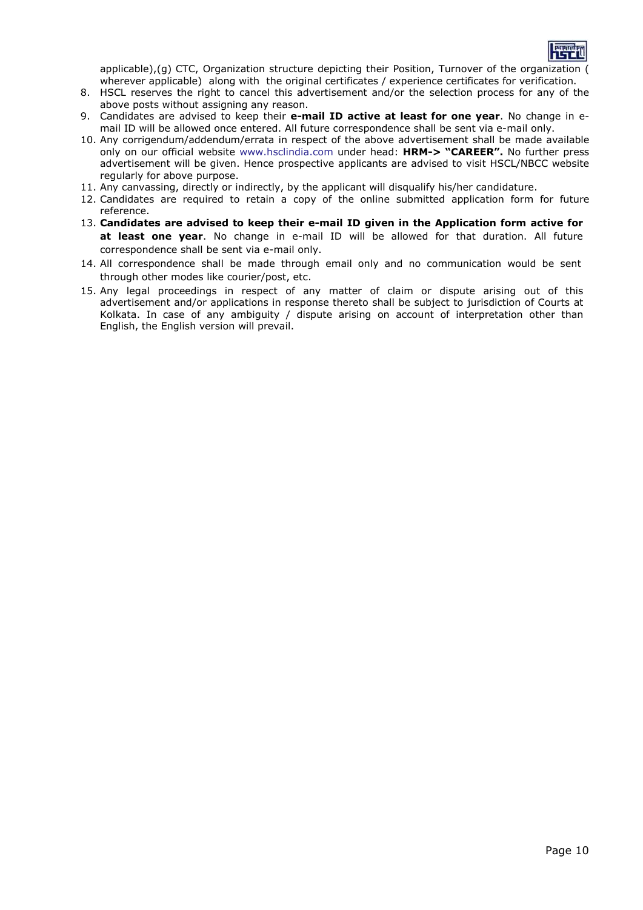applicable),(g) CTC, Organization structure depicting their Position, Turnover of the organization ( wherever applicable) along with the original certificates / experience certificates for verification.

8. HSCL reserves the right to cancel this advertisement and/or the selection process for any of the above posts without assigning any reason.
9. Candidates are advised to keep their **e-mail ID active at least for one year**. No change in e-mail ID will be allowed once entered. All future correspondence shall be sent via e-mail only.
10. Any corrigendum/addendum/errata in respect of the above advertisement shall be made available only on our official website www.hsclindia.com under head: **HRM-> "CAREER".** No further press advertisement will be given. Hence prospective applicants are advised to visit HSCL/NBCC website regularly for above purpose.
11. Any canvassing, directly or indirectly, by the applicant will disqualify his/her candidature.
12. Candidates are required to retain a copy of the online submitted application form for future reference.
13. **Candidates are advised to keep their e-mail ID given in the Application form active for at least one year**. No change in e-mail ID will be allowed for that duration. All future correspondence shall be sent via e-mail only.
14. All correspondence shall be made through email only and no communication would be sent through other modes like courier/post, etc.
15. Any legal proceedings in respect of any matter of claim or dispute arising out of this advertisement and/or applications in response thereto shall be subject to jurisdiction of Courts at Kolkata. In case of any ambiguity / dispute arising on account of interpretation other than English, the English version will prevail.